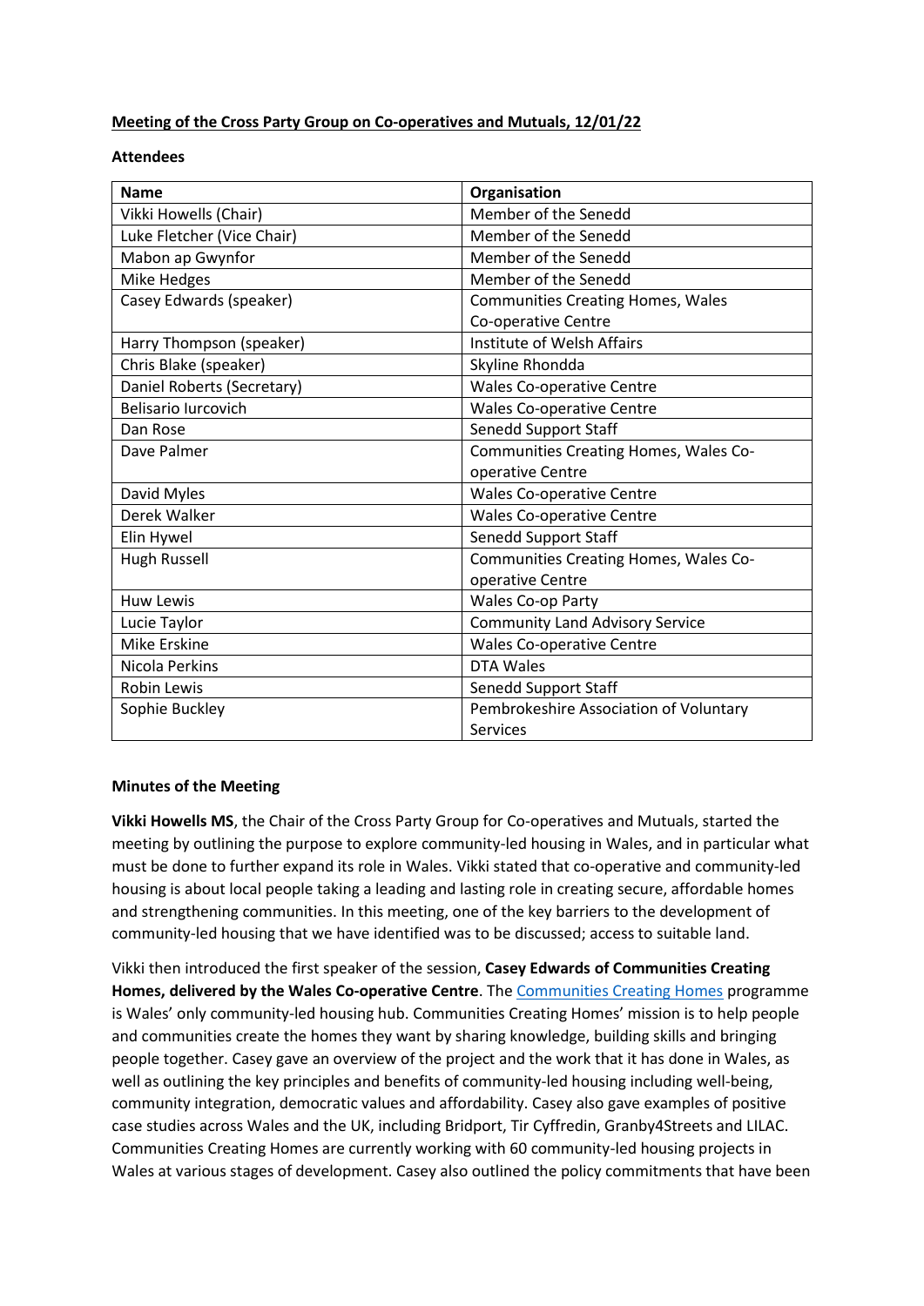**Meeting of the Cross Party Group on Co-operatives and Mutuals, 12/01/22**

**Attendees**

| Name | Organisation |
|---|---|
| Vikki Howells (Chair) | Member of the Senedd |
| Luke Fletcher (Vice Chair) | Member of the Senedd |
| Mabon ap Gwynfor | Member of the Senedd |
| Mike Hedges | Member of the Senedd |
| Casey Edwards (speaker) | Communities Creating Homes, Wales Co-operative Centre |
| Harry Thompson (speaker) | Institute of Welsh Affairs |
| Chris Blake (speaker) | Skyline Rhondda |
| Daniel Roberts (Secretary) | Wales Co-operative Centre |
| Belisario Iurcovich | Wales Co-operative Centre |
| Dan Rose | Senedd Support Staff |
| Dave Palmer | Communities Creating Homes, Wales Co-operative Centre |
| David Myles | Wales Co-operative Centre |
| Derek Walker | Wales Co-operative Centre |
| Elin Hywel | Senedd Support Staff |
| Hugh Russell | Communities Creating Homes, Wales Co-operative Centre |
| Huw Lewis | Wales Co-op Party |
| Lucie Taylor | Community Land Advisory Service |
| Mike Erskine | Wales Co-operative Centre |
| Nicola Perkins | DTA Wales |
| Robin Lewis | Senedd Support Staff |
| Sophie Buckley | Pembrokeshire Association of Voluntary Services |

**Minutes of the Meeting**

**Vikki Howells MS**, the Chair of the Cross Party Group for Co-operatives and Mutuals, started the meeting by outlining the purpose to explore community-led housing in Wales, and in particular what must be done to further expand its role in Wales. Vikki stated that co-operative and community-led housing is about local people taking a leading and lasting role in creating secure, affordable homes and strengthening communities. In this meeting, one of the key barriers to the development of community-led housing that we have identified was to be discussed; access to suitable land.

Vikki then introduced the first speaker of the session, **Casey Edwards of Communities Creating Homes, delivered by the Wales Co-operative Centre**. The Communities Creating Homes programme is Wales' only community-led housing hub. Communities Creating Homes' mission is to help people and communities create the homes they want by sharing knowledge, building skills and bringing people together. Casey gave an overview of the project and the work that it has done in Wales, as well as outlining the key principles and benefits of community-led housing including well-being, community integration, democratic values and affordability. Casey also gave examples of positive case studies across Wales and the UK, including Bridport, Tir Cyffredin, Granby4Streets and LILAC. Communities Creating Homes are currently working with 60 community-led housing projects in Wales at various stages of development. Casey also outlined the policy commitments that have been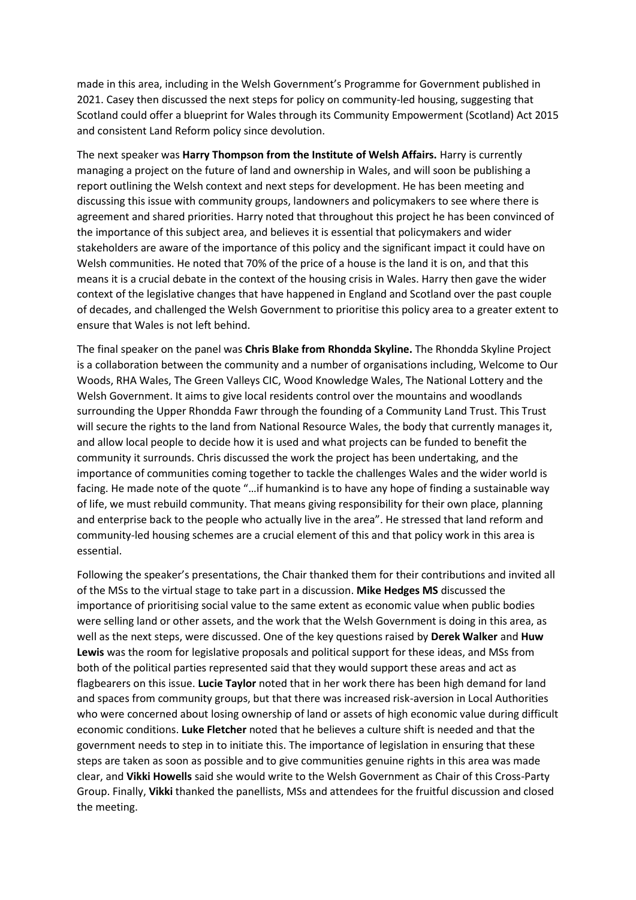made in this area, including in the Welsh Government's Programme for Government published in 2021. Casey then discussed the next steps for policy on community-led housing, suggesting that Scotland could offer a blueprint for Wales through its Community Empowerment (Scotland) Act 2015 and consistent Land Reform policy since devolution.

The next speaker was **Harry Thompson from the Institute of Welsh Affairs.** Harry is currently managing a project on the future of land and ownership in Wales, and will soon be publishing a report outlining the Welsh context and next steps for development. He has been meeting and discussing this issue with community groups, landowners and policymakers to see where there is agreement and shared priorities. Harry noted that throughout this project he has been convinced of the importance of this subject area, and believes it is essential that policymakers and wider stakeholders are aware of the importance of this policy and the significant impact it could have on Welsh communities. He noted that 70% of the price of a house is the land it is on, and that this means it is a crucial debate in the context of the housing crisis in Wales. Harry then gave the wider context of the legislative changes that have happened in England and Scotland over the past couple of decades, and challenged the Welsh Government to prioritise this policy area to a greater extent to ensure that Wales is not left behind.

The final speaker on the panel was **Chris Blake from Rhondda Skyline.** The Rhondda Skyline Project is a collaboration between the community and a number of organisations including, Welcome to Our Woods, RHA Wales, The Green Valleys CIC, Wood Knowledge Wales, The National Lottery and the Welsh Government. It aims to give local residents control over the mountains and woodlands surrounding the Upper Rhondda Fawr through the founding of a Community Land Trust. This Trust will secure the rights to the land from National Resource Wales, the body that currently manages it, and allow local people to decide how it is used and what projects can be funded to benefit the community it surrounds. Chris discussed the work the project has been undertaking, and the importance of communities coming together to tackle the challenges Wales and the wider world is facing. He made note of the quote "…if humankind is to have any hope of finding a sustainable way of life, we must rebuild community. That means giving responsibility for their own place, planning and enterprise back to the people who actually live in the area". He stressed that land reform and community-led housing schemes are a crucial element of this and that policy work in this area is essential.

Following the speaker's presentations, the Chair thanked them for their contributions and invited all of the MSs to the virtual stage to take part in a discussion. **Mike Hedges MS** discussed the importance of prioritising social value to the same extent as economic value when public bodies were selling land or other assets, and the work that the Welsh Government is doing in this area, as well as the next steps, were discussed. One of the key questions raised by **Derek Walker** and **Huw Lewis** was the room for legislative proposals and political support for these ideas, and MSs from both of the political parties represented said that they would support these areas and act as flagbearers on this issue. **Lucie Taylor** noted that in her work there has been high demand for land and spaces from community groups, but that there was increased risk-aversion in Local Authorities who were concerned about losing ownership of land or assets of high economic value during difficult economic conditions. **Luke Fletcher** noted that he believes a culture shift is needed and that the government needs to step in to initiate this. The importance of legislation in ensuring that these steps are taken as soon as possible and to give communities genuine rights in this area was made clear, and **Vikki Howells** said she would write to the Welsh Government as Chair of this Cross-Party Group. Finally, **Vikki** thanked the panellists, MSs and attendees for the fruitful discussion and closed the meeting.